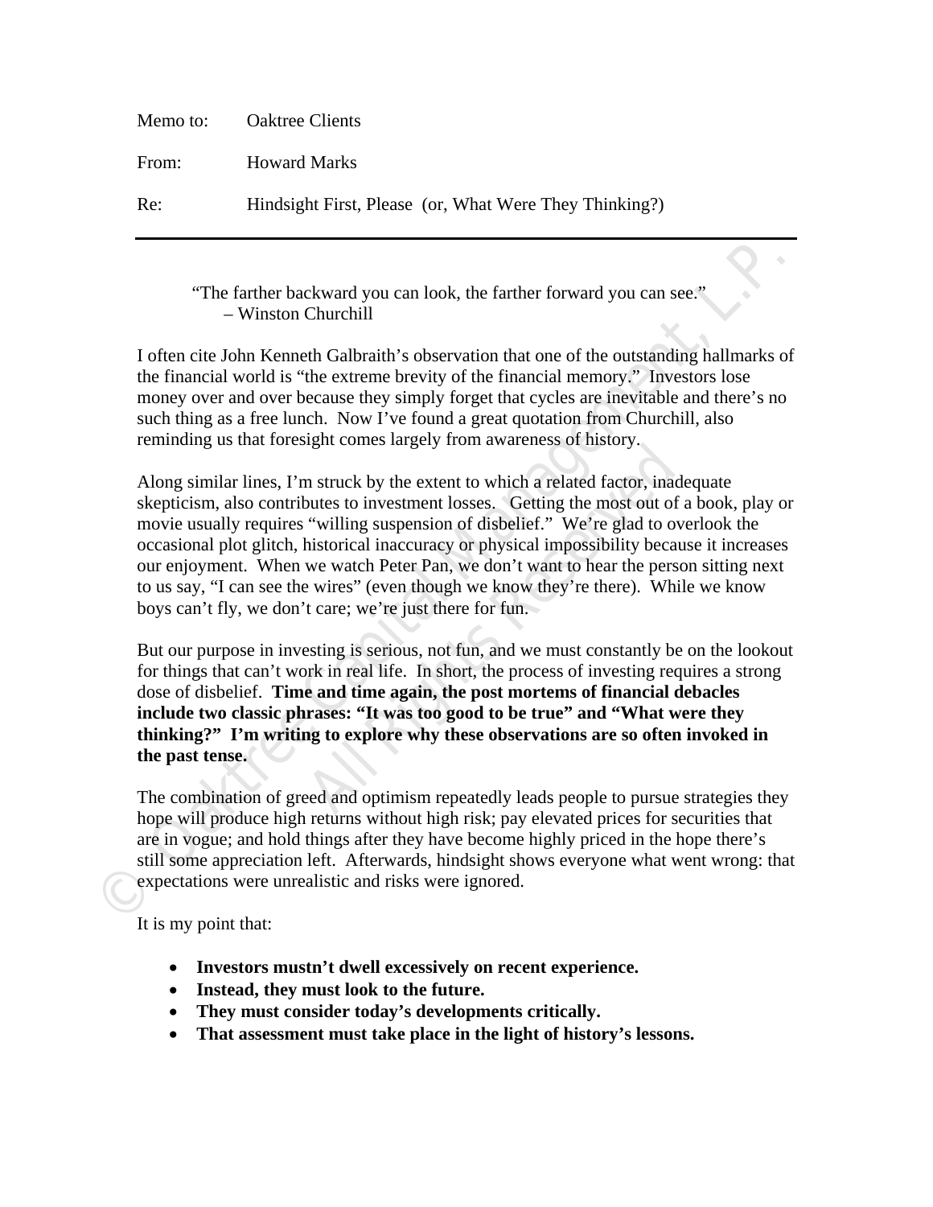Memo to: Oaktree Clients

From: Howard Marks

Re: Hindsight First, Please (or, What Were They Thinking?)

---

> "The farther backward you can look, the farther forward you can see."
> – Winston Churchill

I often cite John Kenneth Galbraith's observation that one of the outstanding hallmarks of the financial world is "the extreme brevity of the financial memory." Investors lose money over and over because they simply forget that cycles are inevitable and there's no such thing as a free lunch. Now I've found a great quotation from Churchill, also reminding us that foresight comes largely from awareness of history.

Along similar lines, I'm struck by the extent to which a related factor, inadequate skepticism, also contributes to investment losses. Getting the most out of a book, play or movie usually requires "willing suspension of disbelief." We're glad to overlook the occasional plot glitch, historical inaccuracy or physical impossibility because it increases our enjoyment. When we watch Peter Pan, we don't want to hear the person sitting next to us say, "I can see the wires" (even though we know they're there). While we know boys can't fly, we don't care; we're just there for fun.

But our purpose in investing is serious, not fun, and we must constantly be on the lookout for things that can't work in real life. In short, the process of investing requires a strong dose of disbelief. **Time and time again, the post mortems of financial debacles include two classic phrases: "It was too good to be true" and "What were they thinking?" I'm writing to explore why these observations are so often invoked in the past tense.**

The combination of greed and optimism repeatedly leads people to pursue strategies they hope will produce high returns without high risk; pay elevated prices for securities that are in vogue; and hold things after they have become highly priced in the hope there's still some appreciation left. Afterwards, hindsight shows everyone what went wrong: that expectations were unrealistic and risks were ignored.

It is my point that:

- **Investors mustn't dwell excessively on recent experience.**
- **Instead, they must look to the future.**
- **They must consider today's developments critically.**
- **That assessment must take place in the light of history's lessons.**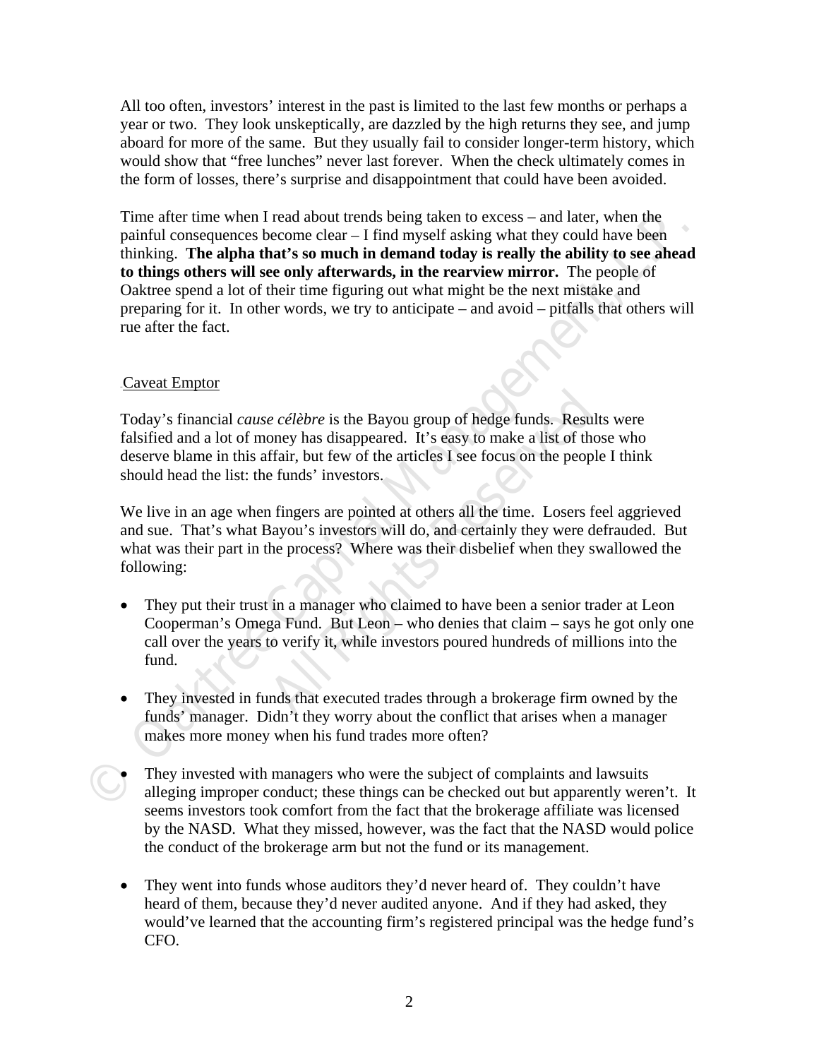All too often, investors' interest in the past is limited to the last few months or perhaps a year or two. They look unskeptically, are dazzled by the high returns they see, and jump aboard for more of the same. But they usually fail to consider longer-term history, which would show that "free lunches" never last forever. When the check ultimately comes in the form of losses, there's surprise and disappointment that could have been avoided.

Time after time when I read about trends being taken to excess – and later, when the painful consequences become clear – I find myself asking what they could have been thinking. **The alpha that's so much in demand today is really the ability to see ahead to things others will see only afterwards, in the rearview mirror.** The people of Oaktree spend a lot of their time figuring out what might be the next mistake and preparing for it. In other words, we try to anticipate – and avoid – pitfalls that others will rue after the fact.

Caveat Emptor

Today's financial *cause célèbre* is the Bayou group of hedge funds. Results were falsified and a lot of money has disappeared. It's easy to make a list of those who deserve blame in this affair, but few of the articles I see focus on the people I think should head the list: the funds' investors.

We live in an age when fingers are pointed at others all the time. Losers feel aggrieved and sue. That's what Bayou's investors will do, and certainly they were defrauded. But what was their part in the process? Where was their disbelief when they swallowed the following:

- They put their trust in a manager who claimed to have been a senior trader at Leon Cooperman's Omega Fund. But Leon – who denies that claim – says he got only one call over the years to verify it, while investors poured hundreds of millions into the fund.

- They invested in funds that executed trades through a brokerage firm owned by the funds' manager. Didn't they worry about the conflict that arises when a manager makes more money when his fund trades more often?

- They invested with managers who were the subject of complaints and lawsuits alleging improper conduct; these things can be checked out but apparently weren't. It seems investors took comfort from the fact that the brokerage affiliate was licensed by the NASD. What they missed, however, was the fact that the NASD would police the conduct of the brokerage arm but not the fund or its management.

- They went into funds whose auditors they'd never heard of. They couldn't have heard of them, because they'd never audited anyone. And if they had asked, they would've learned that the accounting firm's registered principal was the hedge fund's CFO.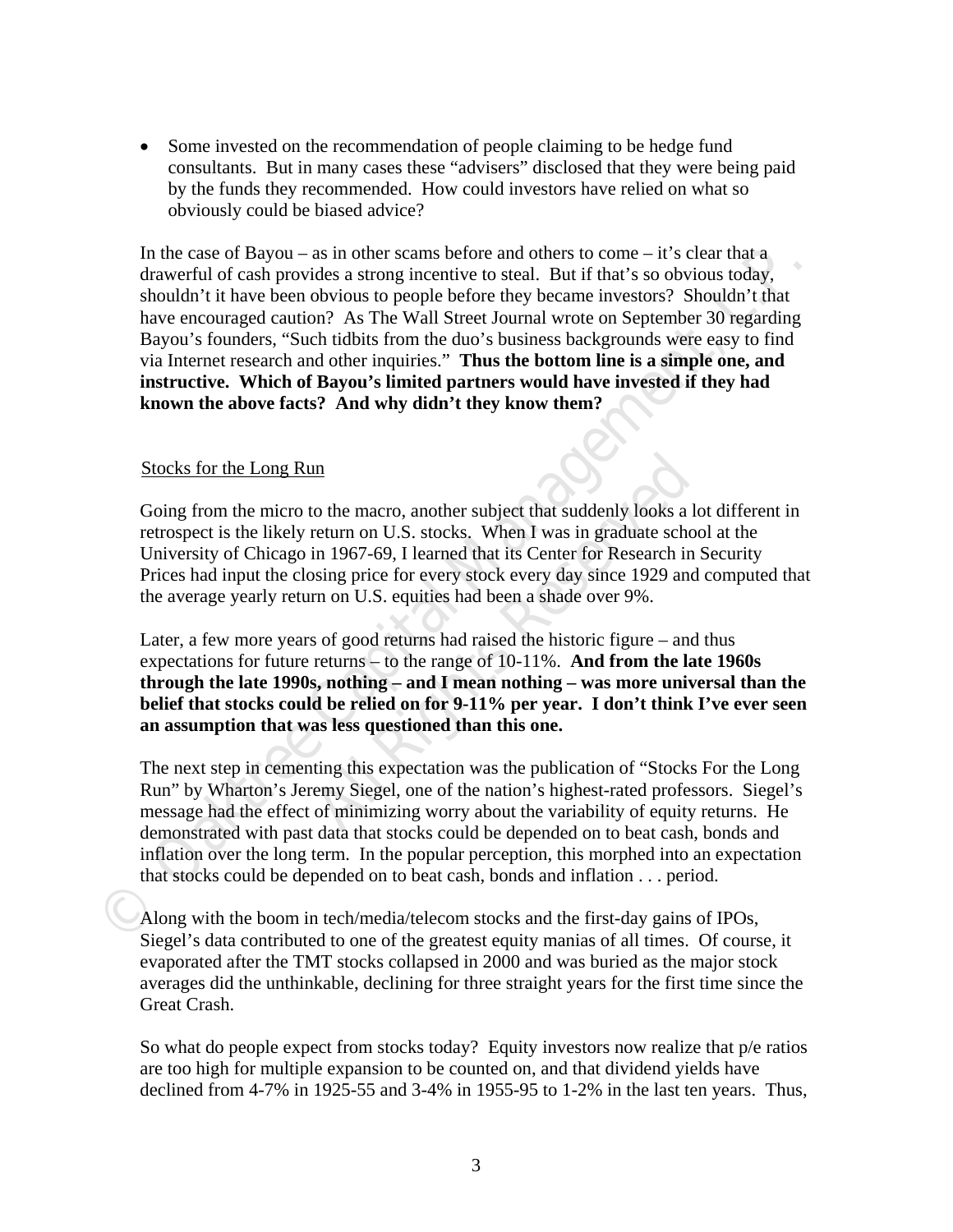- Some invested on the recommendation of people claiming to be hedge fund consultants. But in many cases these "advisers" disclosed that they were being paid by the funds they recommended. How could investors have relied on what so obviously could be biased advice?

In the case of Bayou – as in other scams before and others to come – it's clear that a drawerful of cash provides a strong incentive to steal. But if that's so obvious today, shouldn't it have been obvious to people before they became investors? Shouldn't that have encouraged caution? As The Wall Street Journal wrote on September 30 regarding Bayou's founders, "Such tidbits from the duo's business backgrounds were easy to find via Internet research and other inquiries." **Thus the bottom line is a simple one, and instructive. Which of Bayou's limited partners would have invested if they had known the above facts? And why didn't they know them?**

<u>Stocks for the Long Run</u>

Going from the micro to the macro, another subject that suddenly looks a lot different in retrospect is the likely return on U.S. stocks. When I was in graduate school at the University of Chicago in 1967-69, I learned that its Center for Research in Security Prices had input the closing price for every stock every day since 1929 and computed that the average yearly return on U.S. equities had been a shade over 9%.

Later, a few more years of good returns had raised the historic figure – and thus expectations for future returns – to the range of 10-11%. **And from the late 1960s through the late 1990s, nothing – and I mean nothing – was more universal than the belief that stocks could be relied on for 9-11% per year. I don't think I've ever seen an assumption that was less questioned than this one.**

The next step in cementing this expectation was the publication of "Stocks For the Long Run" by Wharton's Jeremy Siegel, one of the nation's highest-rated professors. Siegel's message had the effect of minimizing worry about the variability of equity returns. He demonstrated with past data that stocks could be depended on to beat cash, bonds and inflation over the long term. In the popular perception, this morphed into an expectation that stocks could be depended on to beat cash, bonds and inflation . . . period.

Along with the boom in tech/media/telecom stocks and the first-day gains of IPOs, Siegel's data contributed to one of the greatest equity manias of all times. Of course, it evaporated after the TMT stocks collapsed in 2000 and was buried as the major stock averages did the unthinkable, declining for three straight years for the first time since the Great Crash.

So what do people expect from stocks today? Equity investors now realize that p/e ratios are too high for multiple expansion to be counted on, and that dividend yields have declined from 4-7% in 1925-55 and 3-4% in 1955-95 to 1-2% in the last ten years. Thus,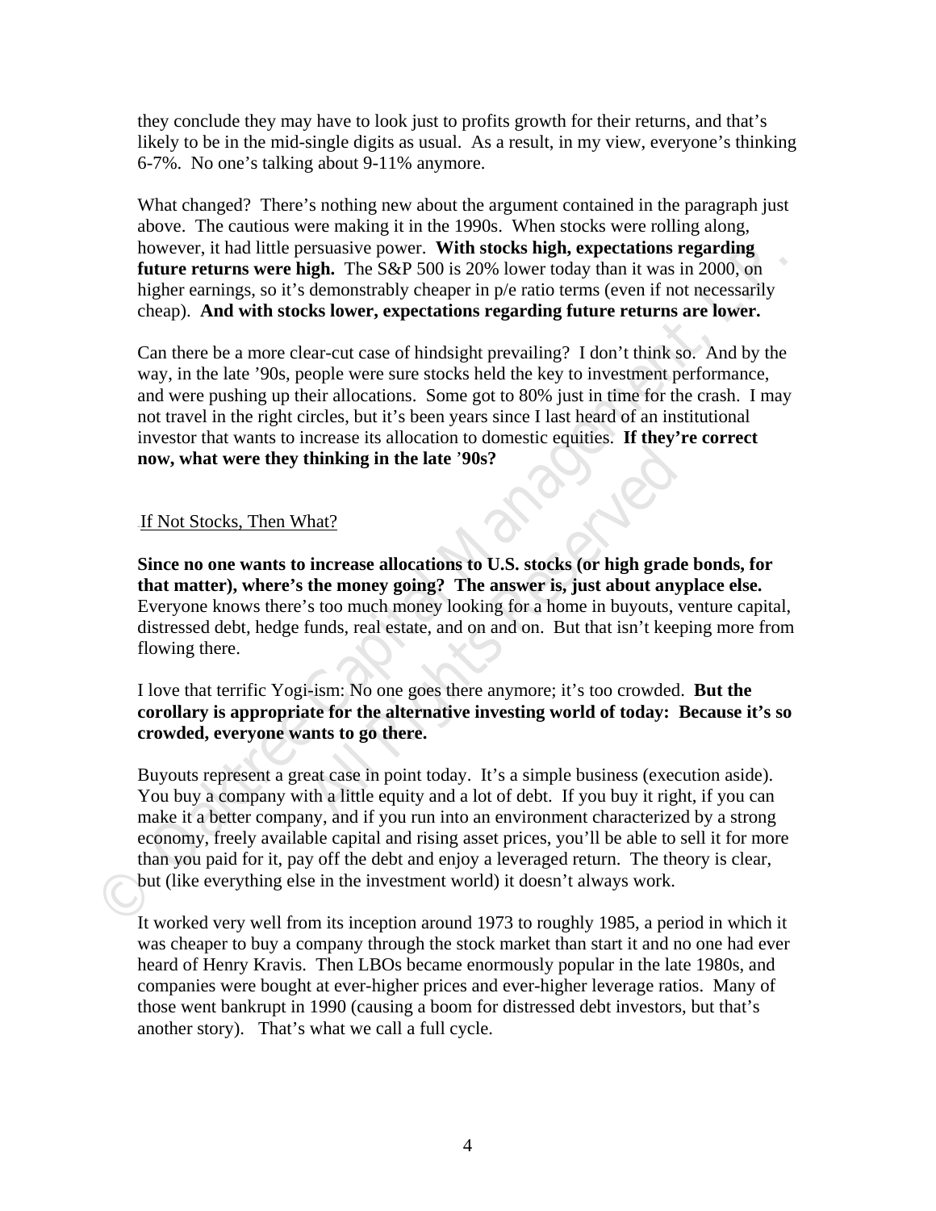they conclude they may have to look just to profits growth for their returns, and that's likely to be in the mid-single digits as usual. As a result, in my view, everyone's thinking 6-7%. No one's talking about 9-11% anymore.

What changed? There's nothing new about the argument contained in the paragraph just above. The cautious were making it in the 1990s. When stocks were rolling along, however, it had little persuasive power. **With stocks high, expectations regarding future returns were high.** The S&P 500 is 20% lower today than it was in 2000, on higher earnings, so it's demonstrably cheaper in p/e ratio terms (even if not necessarily cheap). **And with stocks lower, expectations regarding future returns are lower.**

Can there be a more clear-cut case of hindsight prevailing? I don't think so. And by the way, in the late '90s, people were sure stocks held the key to investment performance, and were pushing up their allocations. Some got to 80% just in time for the crash. I may not travel in the right circles, but it's been years since I last heard of an institutional investor that wants to increase its allocation to domestic equities. **If they're correct now, what were they thinking in the late '90s?**

## If Not Stocks, Then What?

**Since no one wants to increase allocations to U.S. stocks (or high grade bonds, for that matter), where's the money going? The answer is, just about anyplace else.** Everyone knows there's too much money looking for a home in buyouts, venture capital, distressed debt, hedge funds, real estate, and on and on. But that isn't keeping more from flowing there.

I love that terrific Yogi-ism: No one goes there anymore; it's too crowded. **But the corollary is appropriate for the alternative investing world of today: Because it's so crowded, everyone wants to go there.**

Buyouts represent a great case in point today. It's a simple business (execution aside). You buy a company with a little equity and a lot of debt. If you buy it right, if you can make it a better company, and if you run into an environment characterized by a strong economy, freely available capital and rising asset prices, you'll be able to sell it for more than you paid for it, pay off the debt and enjoy a leveraged return. The theory is clear, but (like everything else in the investment world) it doesn't always work.

It worked very well from its inception around 1973 to roughly 1985, a period in which it was cheaper to buy a company through the stock market than start it and no one had ever heard of Henry Kravis. Then LBOs became enormously popular in the late 1980s, and companies were bought at ever-higher prices and ever-higher leverage ratios. Many of those went bankrupt in 1990 (causing a boom for distressed debt investors, but that's another story). That's what we call a full cycle.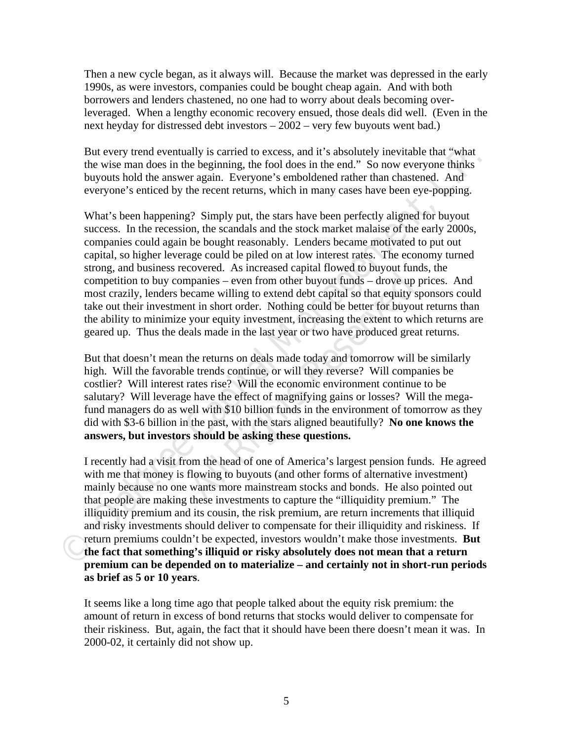Then a new cycle began, as it always will. Because the market was depressed in the early 1990s, as were investors, companies could be bought cheap again. And with both borrowers and lenders chastened, no one had to worry about deals becoming over-leveraged. When a lengthy economic recovery ensued, those deals did well. (Even in the next heyday for distressed debt investors – 2002 – very few buyouts went bad.)

But every trend eventually is carried to excess, and it's absolutely inevitable that "what the wise man does in the beginning, the fool does in the end." So now everyone thinks buyouts hold the answer again. Everyone's emboldened rather than chastened. And everyone's enticed by the recent returns, which in many cases have been eye-popping.

What's been happening? Simply put, the stars have been perfectly aligned for buyout success. In the recession, the scandals and the stock market malaise of the early 2000s, companies could again be bought reasonably. Lenders became motivated to put out capital, so higher leverage could be piled on at low interest rates. The economy turned strong, and business recovered. As increased capital flowed to buyout funds, the competition to buy companies – even from other buyout funds – drove up prices. And most crazily, lenders became willing to extend debt capital so that equity sponsors could take out their investment in short order. Nothing could be better for buyout returns than the ability to minimize your equity investment, increasing the extent to which returns are geared up. Thus the deals made in the last year or two have produced great returns.

But that doesn't mean the returns on deals made today and tomorrow will be similarly high. Will the favorable trends continue, or will they reverse? Will companies be costlier? Will interest rates rise? Will the economic environment continue to be salutary? Will leverage have the effect of magnifying gains or losses? Will the mega-fund managers do as well with $10 billion funds in the environment of tomorrow as they did with $3-6 billion in the past, with the stars aligned beautifully? **No one knows the answers, but investors should be asking these questions.**

I recently had a visit from the head of one of America's largest pension funds. He agreed with me that money is flowing to buyouts (and other forms of alternative investment) mainly because no one wants more mainstream stocks and bonds. He also pointed out that people are making these investments to capture the "illiquidity premium." The illiquidity premium and its cousin, the risk premium, are return increments that illiquid and risky investments should deliver to compensate for their illiquidity and riskiness. If return premiums couldn't be expected, investors wouldn't make those investments. **But the fact that something's illiquid or risky absolutely does not mean that a return premium can be depended on to materialize – and certainly not in short-run periods as brief as 5 or 10 years**.

It seems like a long time ago that people talked about the equity risk premium: the amount of return in excess of bond returns that stocks would deliver to compensate for their riskiness. But, again, the fact that it should have been there doesn't mean it was. In 2000-02, it certainly did not show up.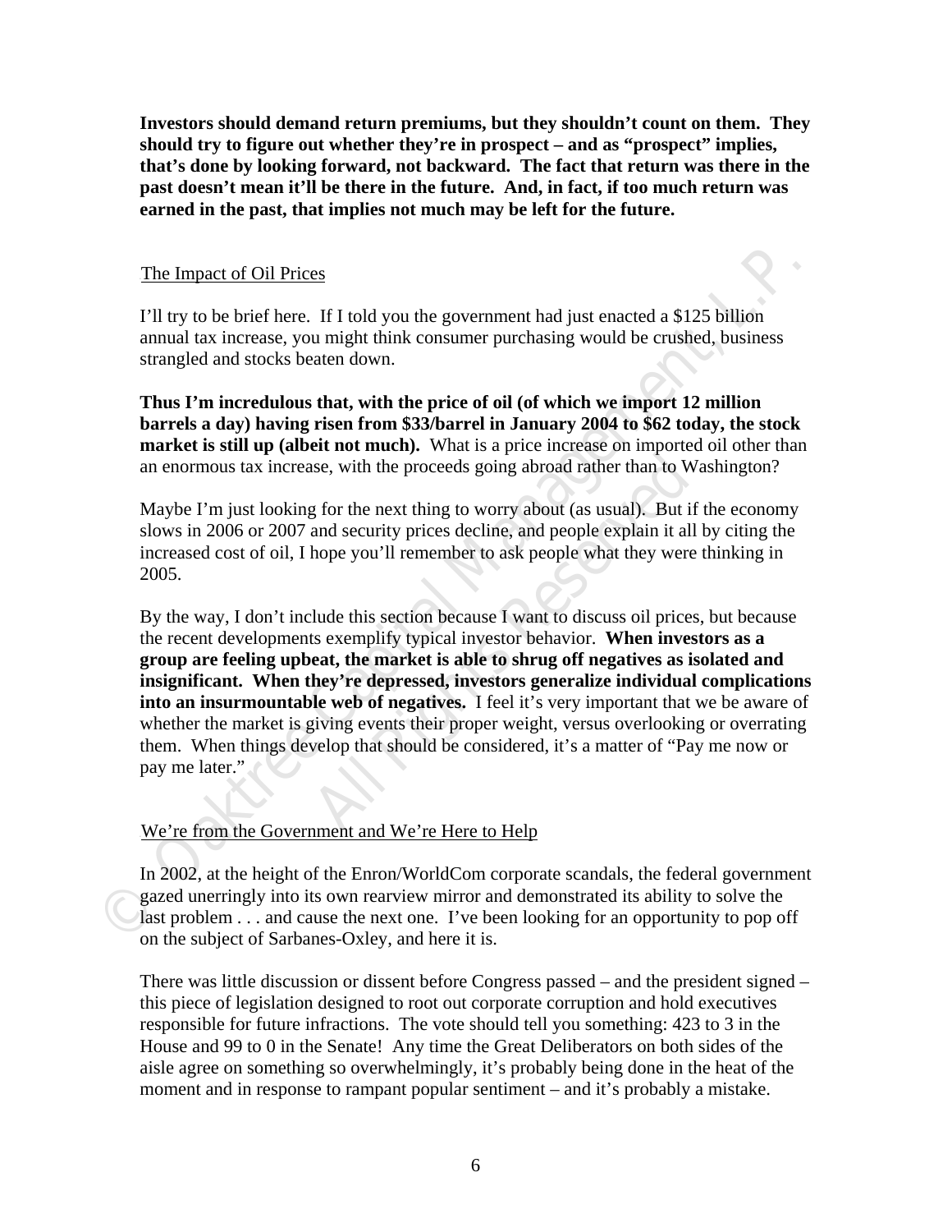**Investors should demand return premiums, but they shouldn't count on them. They should try to figure out whether they're in prospect – and as "prospect" implies, that's done by looking forward, not backward. The fact that return was there in the past doesn't mean it'll be there in the future. And, in fact, if too much return was earned in the past, that implies not much may be left for the future.**

## The Impact of Oil Prices

I'll try to be brief here. If I told you the government had just enacted a $125 billion annual tax increase, you might think consumer purchasing would be crushed, business strangled and stocks beaten down.

**Thus I'm incredulous that, with the price of oil (of which we import 12 million barrels a day) having risen from $33/barrel in January 2004 to $62 today, the stock market is still up (albeit not much).** What is a price increase on imported oil other than an enormous tax increase, with the proceeds going abroad rather than to Washington?

Maybe I'm just looking for the next thing to worry about (as usual). But if the economy slows in 2006 or 2007 and security prices decline, and people explain it all by citing the increased cost of oil, I hope you'll remember to ask people what they were thinking in 2005.

By the way, I don't include this section because I want to discuss oil prices, but because the recent developments exemplify typical investor behavior. **When investors as a group are feeling upbeat, the market is able to shrug off negatives as isolated and insignificant. When they're depressed, investors generalize individual complications into an insurmountable web of negatives.** I feel it's very important that we be aware of whether the market is giving events their proper weight, versus overlooking or overrating them. When things develop that should be considered, it's a matter of "Pay me now or pay me later."

## We're from the Government and We're Here to Help

In 2002, at the height of the Enron/WorldCom corporate scandals, the federal government gazed unerringly into its own rearview mirror and demonstrated its ability to solve the last problem . . . and cause the next one. I've been looking for an opportunity to pop off on the subject of Sarbanes-Oxley, and here it is.

There was little discussion or dissent before Congress passed – and the president signed – this piece of legislation designed to root out corporate corruption and hold executives responsible for future infractions. The vote should tell you something: 423 to 3 in the House and 99 to 0 in the Senate! Any time the Great Deliberators on both sides of the aisle agree on something so overwhelmingly, it's probably being done in the heat of the moment and in response to rampant popular sentiment – and it's probably a mistake.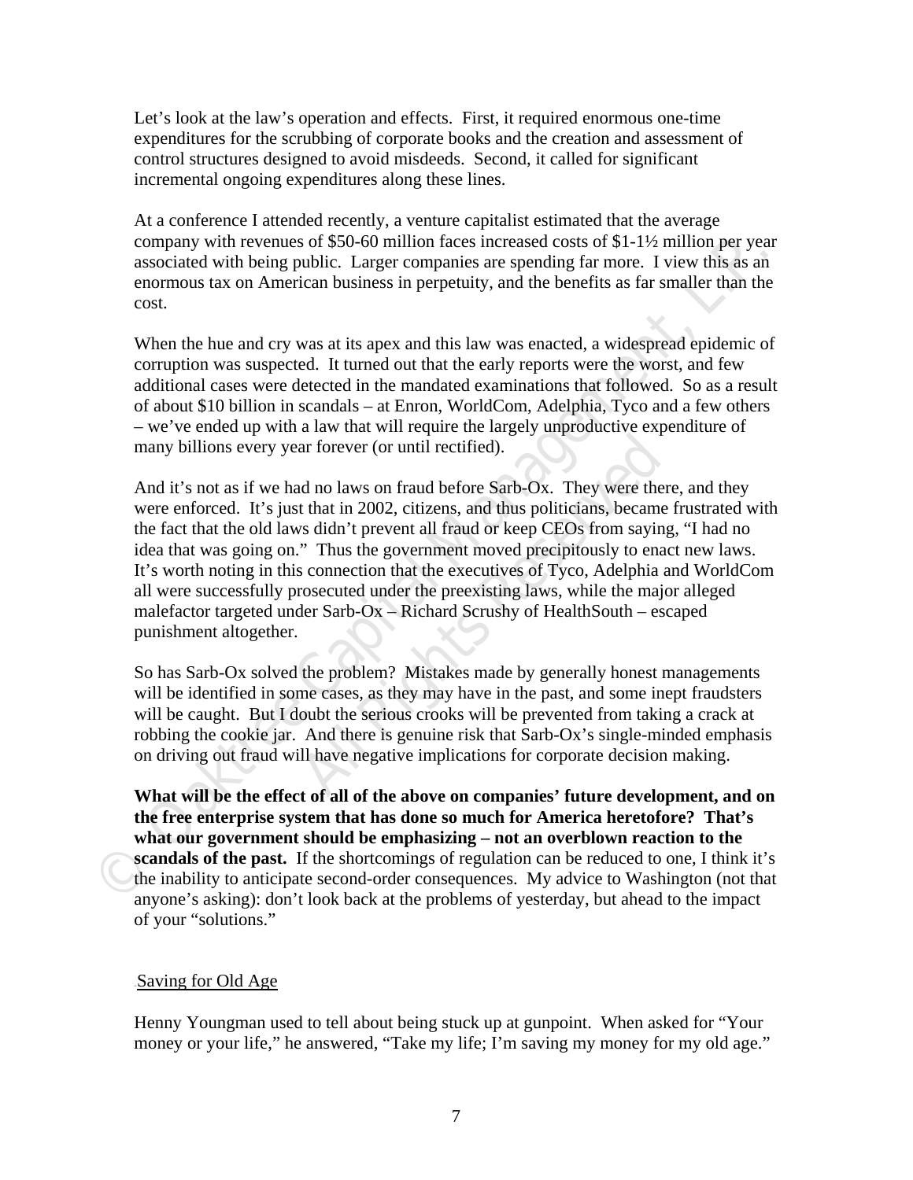Let's look at the law's operation and effects. First, it required enormous one-time expenditures for the scrubbing of corporate books and the creation and assessment of control structures designed to avoid misdeeds. Second, it called for significant incremental ongoing expenditures along these lines.

At a conference I attended recently, a venture capitalist estimated that the average company with revenues of $50-60 million faces increased costs of $1-1½ million per year associated with being public. Larger companies are spending far more. I view this as an enormous tax on American business in perpetuity, and the benefits as far smaller than the cost.

When the hue and cry was at its apex and this law was enacted, a widespread epidemic of corruption was suspected. It turned out that the early reports were the worst, and few additional cases were detected in the mandated examinations that followed. So as a result of about $10 billion in scandals – at Enron, WorldCom, Adelphia, Tyco and a few others – we've ended up with a law that will require the largely unproductive expenditure of many billions every year forever (or until rectified).

And it's not as if we had no laws on fraud before Sarb-Ox. They were there, and they were enforced. It's just that in 2002, citizens, and thus politicians, became frustrated with the fact that the old laws didn't prevent all fraud or keep CEOs from saying, "I had no idea that was going on." Thus the government moved precipitously to enact new laws. It's worth noting in this connection that the executives of Tyco, Adelphia and WorldCom all were successfully prosecuted under the preexisting laws, while the major alleged malefactor targeted under Sarb-Ox – Richard Scrushy of HealthSouth – escaped punishment altogether.

So has Sarb-Ox solved the problem? Mistakes made by generally honest managements will be identified in some cases, as they may have in the past, and some inept fraudsters will be caught. But I doubt the serious crooks will be prevented from taking a crack at robbing the cookie jar. And there is genuine risk that Sarb-Ox's single-minded emphasis on driving out fraud will have negative implications for corporate decision making.

**What will be the effect of all of the above on companies' future development, and on the free enterprise system that has done so much for America heretofore? That's what our government should be emphasizing – not an overblown reaction to the scandals of the past.** If the shortcomings of regulation can be reduced to one, I think it's the inability to anticipate second-order consequences. My advice to Washington (not that anyone's asking): don't look back at the problems of yesterday, but ahead to the impact of your "solutions."

## Saving for Old Age

Henny Youngman used to tell about being stuck up at gunpoint. When asked for "Your money or your life," he answered, "Take my life; I'm saving my money for my old age."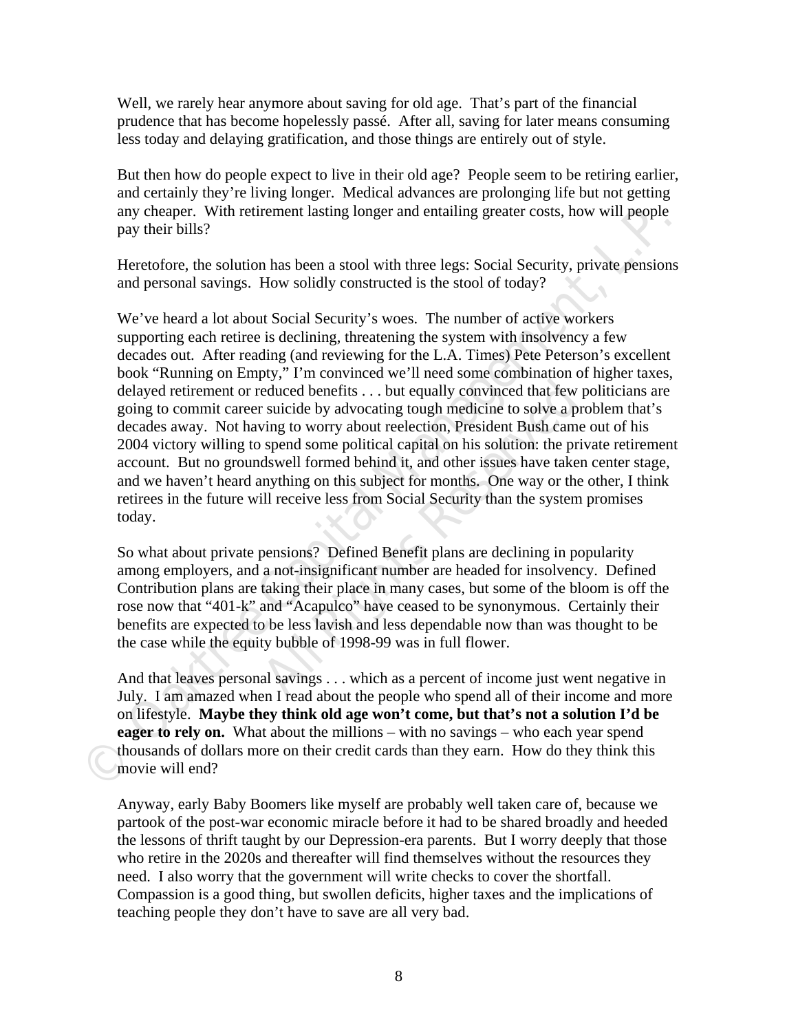Well, we rarely hear anymore about saving for old age. That's part of the financial prudence that has become hopelessly passé. After all, saving for later means consuming less today and delaying gratification, and those things are entirely out of style.

But then how do people expect to live in their old age? People seem to be retiring earlier, and certainly they're living longer. Medical advances are prolonging life but not getting any cheaper. With retirement lasting longer and entailing greater costs, how will people pay their bills?

Heretofore, the solution has been a stool with three legs: Social Security, private pensions and personal savings. How solidly constructed is the stool of today?

We've heard a lot about Social Security's woes. The number of active workers supporting each retiree is declining, threatening the system with insolvency a few decades out. After reading (and reviewing for the L.A. Times) Pete Peterson's excellent book "Running on Empty," I'm convinced we'll need some combination of higher taxes, delayed retirement or reduced benefits . . . but equally convinced that few politicians are going to commit career suicide by advocating tough medicine to solve a problem that's decades away. Not having to worry about reelection, President Bush came out of his 2004 victory willing to spend some political capital on his solution: the private retirement account. But no groundswell formed behind it, and other issues have taken center stage, and we haven't heard anything on this subject for months. One way or the other, I think retirees in the future will receive less from Social Security than the system promises today.

So what about private pensions? Defined Benefit plans are declining in popularity among employers, and a not-insignificant number are headed for insolvency. Defined Contribution plans are taking their place in many cases, but some of the bloom is off the rose now that "401-k" and "Acapulco" have ceased to be synonymous. Certainly their benefits are expected to be less lavish and less dependable now than was thought to be the case while the equity bubble of 1998-99 was in full flower.

And that leaves personal savings . . . which as a percent of income just went negative in July. I am amazed when I read about the people who spend all of their income and more on lifestyle. **Maybe they think old age won't come, but that's not a solution I'd be eager to rely on.** What about the millions – with no savings – who each year spend thousands of dollars more on their credit cards than they earn. How do they think this movie will end?

Anyway, early Baby Boomers like myself are probably well taken care of, because we partook of the post-war economic miracle before it had to be shared broadly and heeded the lessons of thrift taught by our Depression-era parents. But I worry deeply that those who retire in the 2020s and thereafter will find themselves without the resources they need. I also worry that the government will write checks to cover the shortfall. Compassion is a good thing, but swollen deficits, higher taxes and the implications of teaching people they don't have to save are all very bad.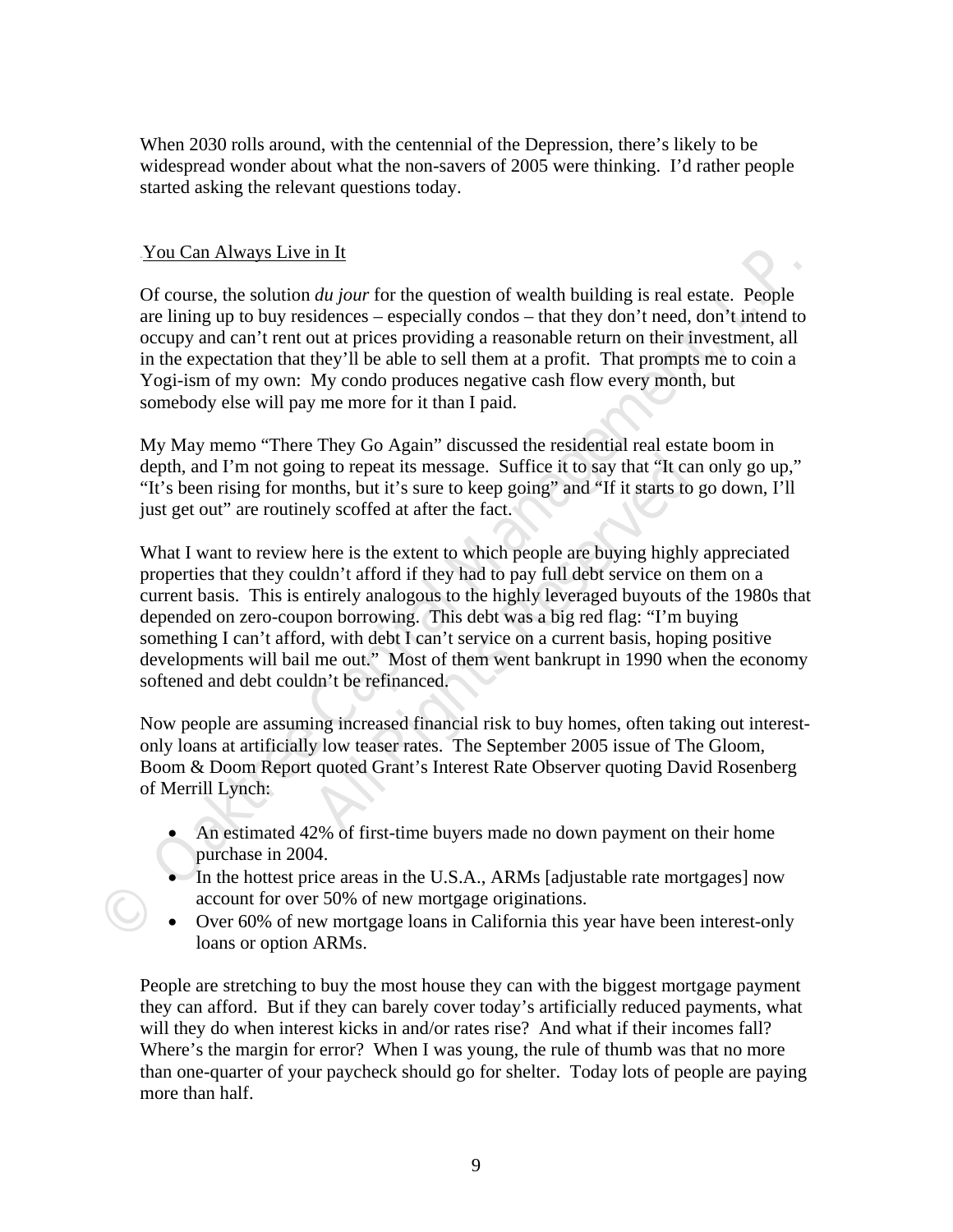When 2030 rolls around, with the centennial of the Depression, there's likely to be widespread wonder about what the non-savers of 2005 were thinking. I'd rather people started asking the relevant questions today.

## You Can Always Live in It

Of course, the solution *du jour* for the question of wealth building is real estate. People are lining up to buy residences – especially condos – that they don't need, don't intend to occupy and can't rent out at prices providing a reasonable return on their investment, all in the expectation that they'll be able to sell them at a profit. That prompts me to coin a Yogi-ism of my own: My condo produces negative cash flow every month, but somebody else will pay me more for it than I paid.

My May memo "There They Go Again" discussed the residential real estate boom in depth, and I'm not going to repeat its message. Suffice it to say that "It can only go up," "It's been rising for months, but it's sure to keep going" and "If it starts to go down, I'll just get out" are routinely scoffed at after the fact.

What I want to review here is the extent to which people are buying highly appreciated properties that they couldn't afford if they had to pay full debt service on them on a current basis. This is entirely analogous to the highly leveraged buyouts of the 1980s that depended on zero-coupon borrowing. This debt was a big red flag: "I'm buying something I can't afford, with debt I can't service on a current basis, hoping positive developments will bail me out." Most of them went bankrupt in 1990 when the economy softened and debt couldn't be refinanced.

Now people are assuming increased financial risk to buy homes, often taking out interest-only loans at artificially low teaser rates. The September 2005 issue of The Gloom, Boom & Doom Report quoted Grant's Interest Rate Observer quoting David Rosenberg of Merrill Lynch:

- An estimated 42% of first-time buyers made no down payment on their home purchase in 2004.
- In the hottest price areas in the U.S.A., ARMs [adjustable rate mortgages] now account for over 50% of new mortgage originations.
- Over 60% of new mortgage loans in California this year have been interest-only loans or option ARMs.

People are stretching to buy the most house they can with the biggest mortgage payment they can afford. But if they can barely cover today's artificially reduced payments, what will they do when interest kicks in and/or rates rise? And what if their incomes fall? Where's the margin for error? When I was young, the rule of thumb was that no more than one-quarter of your paycheck should go for shelter. Today lots of people are paying more than half.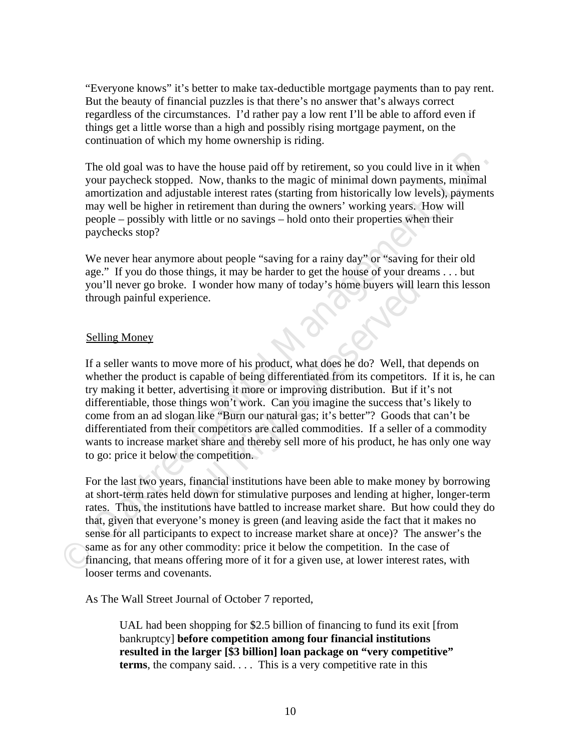"Everyone knows" it's better to make tax-deductible mortgage payments than to pay rent. But the beauty of financial puzzles is that there's no answer that's always correct regardless of the circumstances. I'd rather pay a low rent I'll be able to afford even if things get a little worse than a high and possibly rising mortgage payment, on the continuation of which my home ownership is riding.

The old goal was to have the house paid off by retirement, so you could live in it when your paycheck stopped. Now, thanks to the magic of minimal down payments, minimal amortization and adjustable interest rates (starting from historically low levels), payments may well be higher in retirement than during the owners' working years. How will people – possibly with little or no savings – hold onto their properties when their paychecks stop?

We never hear anymore about people "saving for a rainy day" or "saving for their old age." If you do those things, it may be harder to get the house of your dreams . . . but you'll never go broke. I wonder how many of today's home buyers will learn this lesson through painful experience.

## Selling Money

If a seller wants to move more of his product, what does he do? Well, that depends on whether the product is capable of being differentiated from its competitors. If it is, he can try making it better, advertising it more or improving distribution. But if it's not differentiable, those things won't work. Can you imagine the success that's likely to come from an ad slogan like "Burn our natural gas; it's better"? Goods that can't be differentiated from their competitors are called commodities. If a seller of a commodity wants to increase market share and thereby sell more of his product, he has only one way to go: price it below the competition.

For the last two years, financial institutions have been able to make money by borrowing at short-term rates held down for stimulative purposes and lending at higher, longer-term rates. Thus, the institutions have battled to increase market share. But how could they do that, given that everyone's money is green (and leaving aside the fact that it makes no sense for all participants to expect to increase market share at once)? The answer's the same as for any other commodity: price it below the competition. In the case of financing, that means offering more of it for a given use, at lower interest rates, with looser terms and covenants.

As The Wall Street Journal of October 7 reported,

> UAL had been shopping for $2.5 billion of financing to fund its exit [from bankruptcy] **before competition among four financial institutions resulted in the larger [$3 billion] loan package on "very competitive" terms**, the company said. . . . This is a very competitive rate in this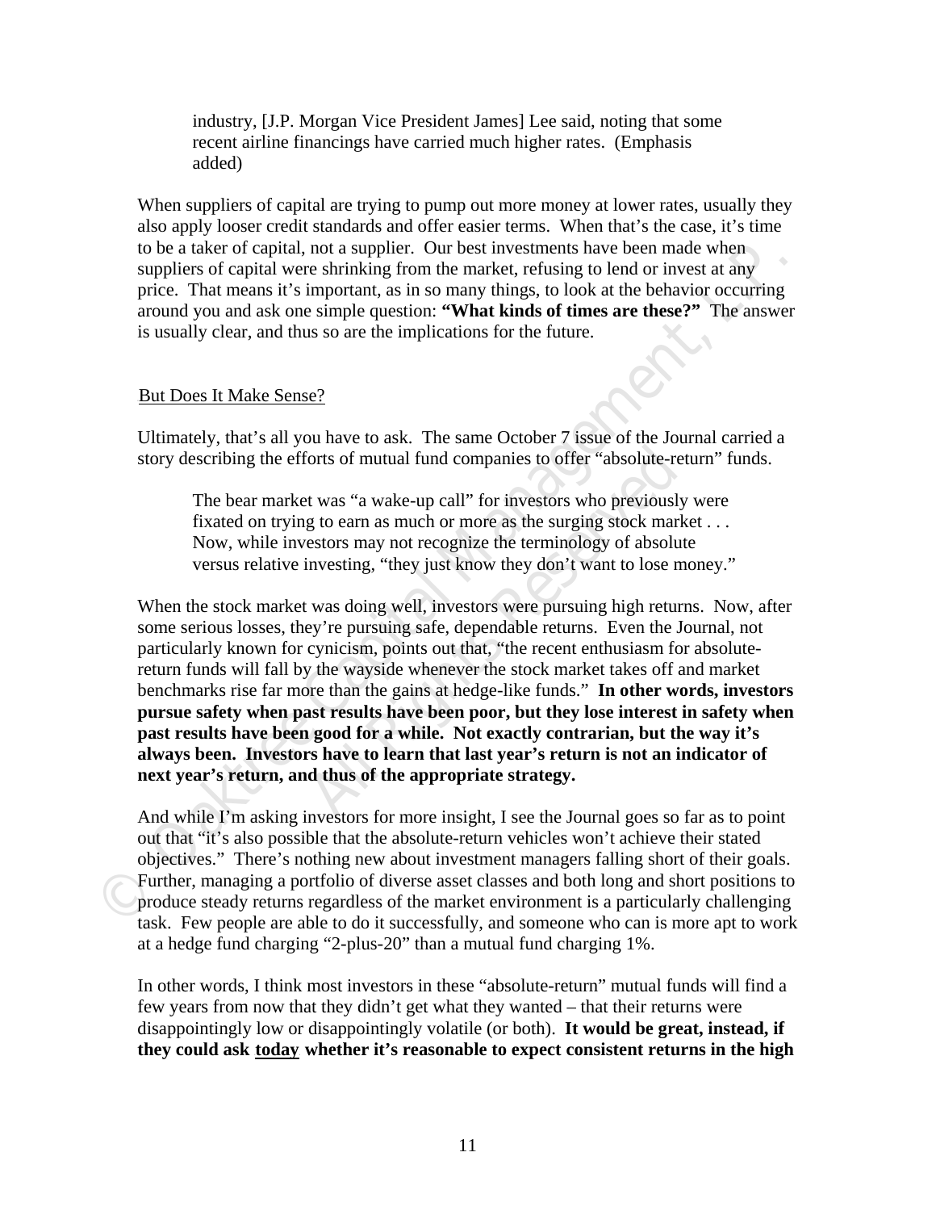> industry, [J.P. Morgan Vice President James] Lee said, noting that some recent airline financings have carried much higher rates. (Emphasis added)

When suppliers of capital are trying to pump out more money at lower rates, usually they also apply looser credit standards and offer easier terms. When that's the case, it's time to be a taker of capital, not a supplier. Our best investments have been made when suppliers of capital were shrinking from the market, refusing to lend or invest at any price. That means it's important, as in so many things, to look at the behavior occurring around you and ask one simple question: **"What kinds of times are these?"** The answer is usually clear, and thus so are the implications for the future.

## But Does It Make Sense?

Ultimately, that's all you have to ask. The same October 7 issue of the Journal carried a story describing the efforts of mutual fund companies to offer "absolute-return" funds.

> The bear market was "a wake-up call" for investors who previously were fixated on trying to earn as much or more as the surging stock market . . . Now, while investors may not recognize the terminology of absolute versus relative investing, "they just know they don't want to lose money."

When the stock market was doing well, investors were pursuing high returns. Now, after some serious losses, they're pursuing safe, dependable returns. Even the Journal, not particularly known for cynicism, points out that, "the recent enthusiasm for absolute-return funds will fall by the wayside whenever the stock market takes off and market benchmarks rise far more than the gains at hedge-like funds." **In other words, investors pursue safety when past results have been poor, but they lose interest in safety when past results have been good for a while. Not exactly contrarian, but the way it's always been. Investors have to learn that last year's return is not an indicator of next year's return, and thus of the appropriate strategy.**

And while I'm asking investors for more insight, I see the Journal goes so far as to point out that "it's also possible that the absolute-return vehicles won't achieve their stated objectives." There's nothing new about investment managers falling short of their goals. Further, managing a portfolio of diverse asset classes and both long and short positions to produce steady returns regardless of the market environment is a particularly challenging task. Few people are able to do it successfully, and someone who can is more apt to work at a hedge fund charging "2-plus-20" than a mutual fund charging 1%.

In other words, I think most investors in these "absolute-return" mutual funds will find a few years from now that they didn't get what they wanted – that their returns were disappointingly low or disappointingly volatile (or both). **It would be great, instead, if they could ask <u>today</u> whether it's reasonable to expect consistent returns in the high**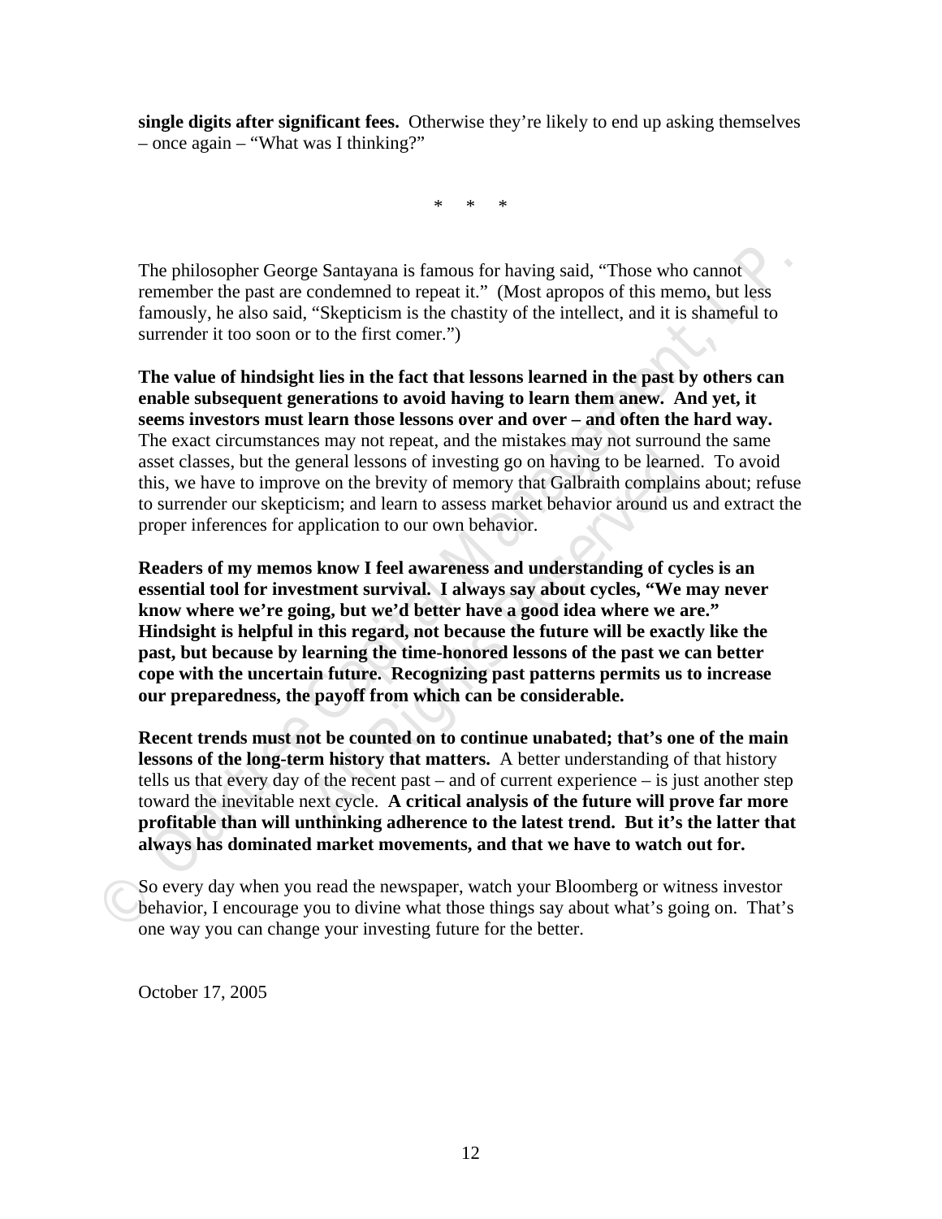**single digits after significant fees.** Otherwise they're likely to end up asking themselves – once again – "What was I thinking?"

\*     \*     \*

The philosopher George Santayana is famous for having said, "Those who cannot remember the past are condemned to repeat it." (Most apropos of this memo, but less famously, he also said, "Skepticism is the chastity of the intellect, and it is shameful to surrender it too soon or to the first comer.")

**The value of hindsight lies in the fact that lessons learned in the past by others can enable subsequent generations to avoid having to learn them anew. And yet, it seems investors must learn those lessons over and over – and often the hard way.** The exact circumstances may not repeat, and the mistakes may not surround the same asset classes, but the general lessons of investing go on having to be learned. To avoid this, we have to improve on the brevity of memory that Galbraith complains about; refuse to surrender our skepticism; and learn to assess market behavior around us and extract the proper inferences for application to our own behavior.

**Readers of my memos know I feel awareness and understanding of cycles is an essential tool for investment survival. I always say about cycles, "We may never know where we're going, but we'd better have a good idea where we are." Hindsight is helpful in this regard, not because the future will be exactly like the past, but because by learning the time-honored lessons of the past we can better cope with the uncertain future. Recognizing past patterns permits us to increase our preparedness, the payoff from which can be considerable.**

**Recent trends must not be counted on to continue unabated; that's one of the main lessons of the long-term history that matters.** A better understanding of that history tells us that every day of the recent past – and of current experience – is just another step toward the inevitable next cycle. **A critical analysis of the future will prove far more profitable than will unthinking adherence to the latest trend. But it's the latter that always has dominated market movements, and that we have to watch out for.**

So every day when you read the newspaper, watch your Bloomberg or witness investor behavior, I encourage you to divine what those things say about what's going on. That's one way you can change your investing future for the better.

October 17, 2005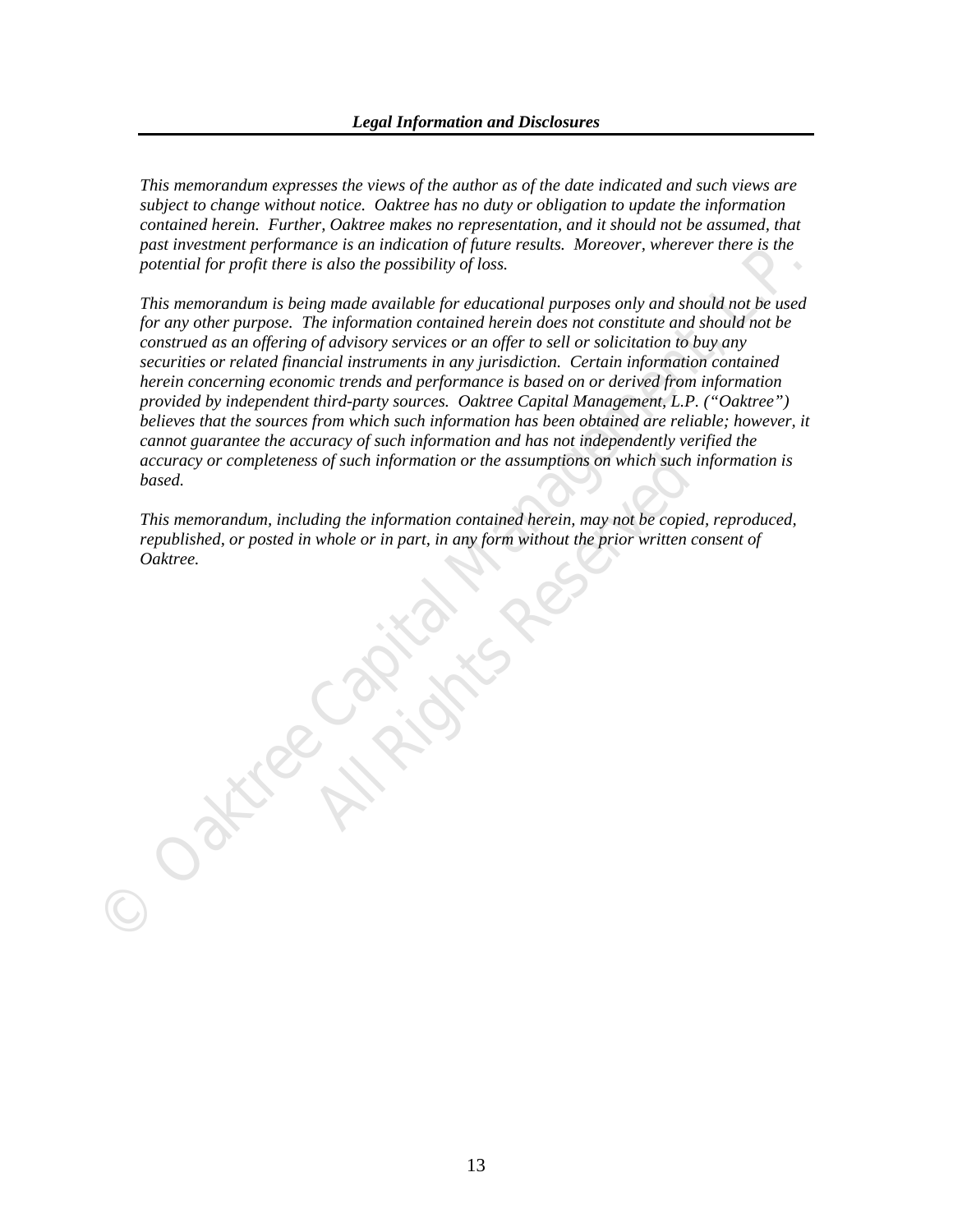***Legal Information and Disclosures***

*This memorandum expresses the views of the author as of the date indicated and such views are subject to change without notice. Oaktree has no duty or obligation to update the information contained herein. Further, Oaktree makes no representation, and it should not be assumed, that past investment performance is an indication of future results. Moreover, wherever there is the potential for profit there is also the possibility of loss.*

*This memorandum is being made available for educational purposes only and should not be used for any other purpose. The information contained herein does not constitute and should not be construed as an offering of advisory services or an offer to sell or solicitation to buy any securities or related financial instruments in any jurisdiction. Certain information contained herein concerning economic trends and performance is based on or derived from information provided by independent third-party sources. Oaktree Capital Management, L.P. ("Oaktree") believes that the sources from which such information has been obtained are reliable; however, it cannot guarantee the accuracy of such information and has not independently verified the accuracy or completeness of such information or the assumptions on which such information is based.*

*This memorandum, including the information contained herein, may not be copied, reproduced, republished, or posted in whole or in part, in any form without the prior written consent of Oaktree.*